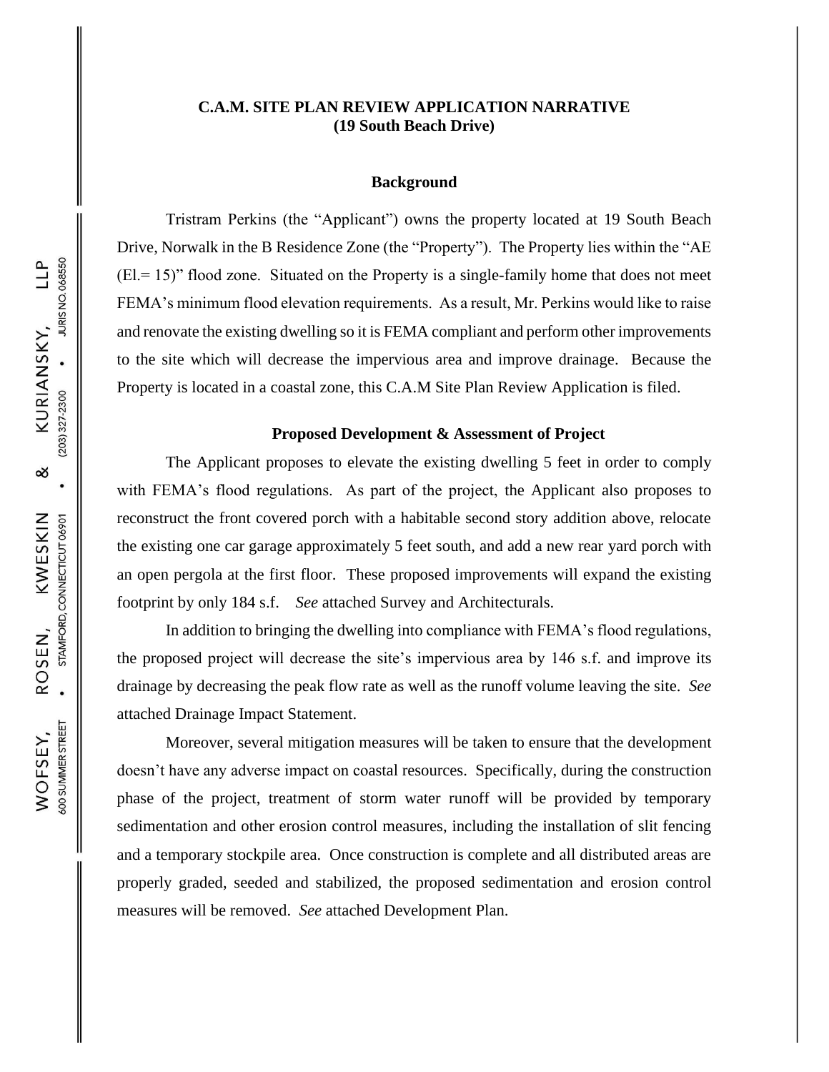# C.A.M. SITE PLAN REVIEW APPLICATION NARRATIVE
# (19 South Beach Drive)

## Background

Tristram Perkins (the "Applicant") owns the property located at 19 South Beach Drive, Norwalk in the B Residence Zone (the "Property"). The Property lies within the "AE (El.= 15)" flood zone. Situated on the Property is a single-family home that does not meet FEMA's minimum flood elevation requirements. As a result, Mr. Perkins would like to raise and renovate the existing dwelling so it is FEMA compliant and perform other improvements to the site which will decrease the impervious area and improve drainage. Because the Property is located in a coastal zone, this C.A.M Site Plan Review Application is filed.

## Proposed Development & Assessment of Project

The Applicant proposes to elevate the existing dwelling 5 feet in order to comply with FEMA's flood regulations. As part of the project, the Applicant also proposes to reconstruct the front covered porch with a habitable second story addition above, relocate the existing one car garage approximately 5 feet south, and add a new rear yard porch with an open pergola at the first floor. These proposed improvements will expand the existing footprint by only 184 s.f. *See* attached Survey and Architecturals.

In addition to bringing the dwelling into compliance with FEMA's flood regulations, the proposed project will decrease the site's impervious area by 146 s.f. and improve its drainage by decreasing the peak flow rate as well as the runoff volume leaving the site. *See* attached Drainage Impact Statement.

Moreover, several mitigation measures will be taken to ensure that the development doesn't have any adverse impact on coastal resources. Specifically, during the construction phase of the project, treatment of storm water runoff will be provided by temporary sedimentation and other erosion control measures, including the installation of slit fencing and a temporary stockpile area. Once construction is complete and all distributed areas are properly graded, seeded and stabilized, the proposed sedimentation and erosion control measures will be removed. *See* attached Development Plan.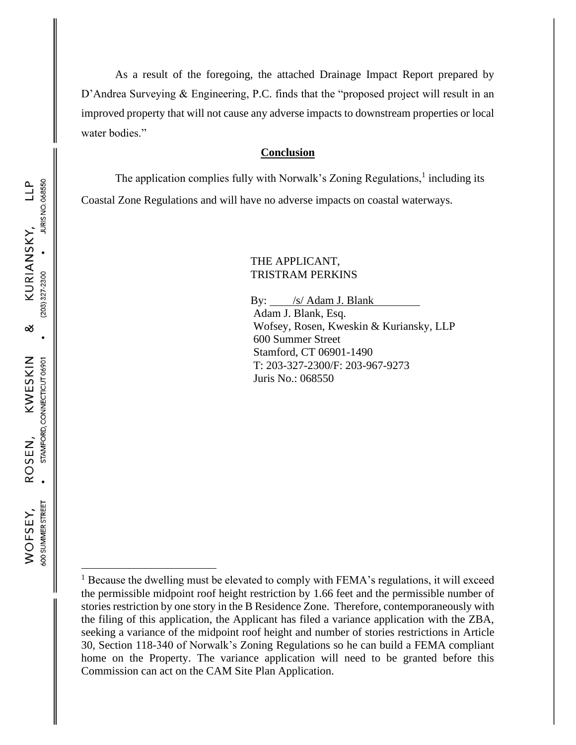As a result of the foregoing, the attached Drainage Impact Report prepared by D'Andrea Surveying & Engineering, P.C. finds that the "proposed project will result in an improved property that will not cause any adverse impacts to downstream properties or local water bodies."

## Conclusion

The application complies fully with Norwalk's Zoning Regulations,[1] including its Coastal Zone Regulations and will have no adverse impacts on coastal waterways.

THE APPLICANT,
TRISTRAM PERKINS

By: /s/ Adam J. Blank
Adam J. Blank, Esq.
Wofsey, Rosen, Kweskin & Kuriansky, LLP
600 Summer Street
Stamford, CT 06901-1490
T: 203-327-2300/F: 203-967-9273
Juris No.: 068550

---

[1] Because the dwelling must be elevated to comply with FEMA's regulations, it will exceed the permissible midpoint roof height restriction by 1.66 feet and the permissible number of stories restriction by one story in the B Residence Zone. Therefore, contemporaneously with the filing of this application, the Applicant has filed a variance application with the ZBA, seeking a variance of the midpoint roof height and number of stories restrictions in Article 30, Section 118-340 of Norwalk's Zoning Regulations so he can build a FEMA compliant home on the Property. The variance application will need to be granted before this Commission can act on the CAM Site Plan Application.